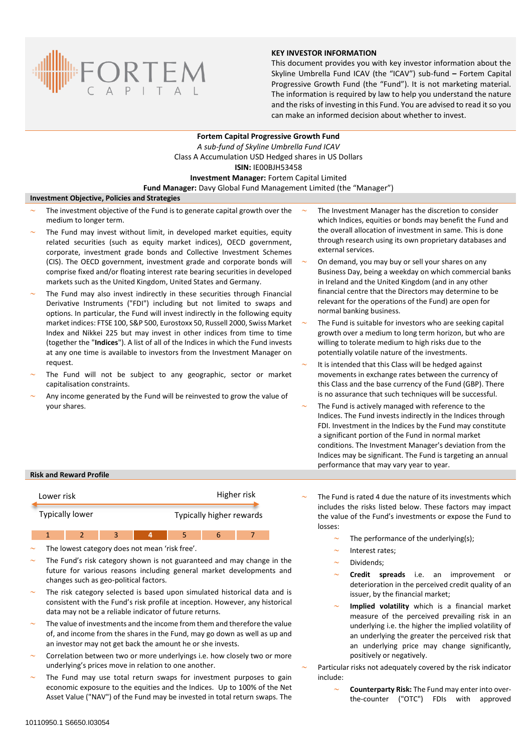FORTEM CAPITAL

**KEY INVESTOR INFORMATION**

This document provides you with key investor information about the Skyline Umbrella Fund ICAV (the "ICAV") sub-fund **–** Fortem Capital Progressive Growth Fund (the "Fund"). It is not marketing material. The information is required by law to help you understand the nature and the risks of investing in this Fund. You are advised to read it so you can make an informed decision about whether to invest.

**Fortem Capital Progressive Growth Fund**

*A sub-fund of Skyline Umbrella Fund ICAV*

Class A Accumulation USD Hedged shares in US Dollars

**ISIN:** IE00BJH53458

**Investment Manager:** Fortem Capital Limited

**Fund Manager:** Davy Global Fund Management Limited (the "Manager")

## Investment Objective, Policies and Strategies

- The investment objective of the Fund is to generate capital growth over the medium to longer term.
- The Fund may invest without limit, in developed market equities, equity related securities (such as equity market indices), OECD government, corporate, investment grade bonds and Collective Investment Schemes (CIS). The OECD government, investment grade and corporate bonds will comprise fixed and/or floating interest rate bearing securities in developed markets such as the United Kingdom, United States and Germany.
- The Fund may also invest indirectly in these securities through Financial Derivative Instruments ("FDI") including but not limited to swaps and options. In particular, the Fund will invest indirectly in the following equity market indices: FTSE 100, S&P 500, Eurostoxx 50, Russell 2000, Swiss Market Index and Nikkei 225 but may invest in other indices from time to time (together the "**Indices**"). A list of all of the Indices in which the Fund invests at any one time is available to investors from the Investment Manager on request.
- The Fund will not be subject to any geographic, sector or market capitalisation constraints.
- Any income generated by the Fund will be reinvested to grow the value of your shares.
- The Investment Manager has the discretion to consider which Indices, equities or bonds may benefit the Fund and the overall allocation of investment in same. This is done through research using its own proprietary databases and external services.
- On demand, you may buy or sell your shares on any Business Day, being a weekday on which commercial banks in Ireland and the United Kingdom (and in any other financial centre that the Directors may determine to be relevant for the operations of the Fund) are open for normal banking business.
- The Fund is suitable for investors who are seeking capital growth over a medium to long term horizon, but who are willing to tolerate medium to high risks due to the potentially volatile nature of the investments.
- It is intended that this Class will be hedged against movements in exchange rates between the currency of this Class and the base currency of the Fund (GBP). There is no assurance that such techniques will be successful.
- The Fund is actively managed with reference to the Indices. The Fund invests indirectly in the Indices through FDI. Investment in the Indices by the Fund may constitute a significant portion of the Fund in normal market conditions. The Investment Manager's deviation from the Indices may be significant. The Fund is targeting an annual performance that may vary year to year.

## Risk and Reward Profile

Lower risk — Higher risk

Typically lower — Typically higher rewards

| 1 | 2 | 3 | **4** | 5 | 6 | 7 |
|---|---|---|---|---|---|---|

- The lowest category does not mean 'risk free'.
- The Fund's risk category shown is not guaranteed and may change in the future for various reasons including general market developments and changes such as geo-political factors.
- The risk category selected is based upon simulated historical data and is consistent with the Fund's risk profile at inception. However, any historical data may not be a reliable indicator of future returns.
- The value of investments and the income from them and therefore the value of, and income from the shares in the Fund, may go down as well as up and an investor may not get back the amount he or she invests.
- Correlation between two or more underlyings i.e. how closely two or more underlying's prices move in relation to one another.
- The Fund may use total return swaps for investment purposes to gain economic exposure to the equities and the Indices. Up to 100% of the Net Asset Value ("NAV") of the Fund may be invested in total return swaps. The
- The Fund is rated 4 due the nature of its investments which includes the risks listed below. These factors may impact the value of the Fund's investments or expose the Fund to losses:
  - The performance of the underlying(s);
  - Interest rates;
  - Dividends;
  - **Credit spreads** i.e. an improvement or deterioration in the perceived credit quality of an issuer, by the financial market;
  - **Implied volatility** which is a financial market measure of the perceived prevailing risk in an underlying i.e. the higher the implied volatility of an underlying the greater the perceived risk that an underlying price may change significantly, positively or negatively.
- Particular risks not adequately covered by the risk indicator include:
  - **Counterparty Risk:** The Fund may enter into over-the-counter ("OTC") FDIs with approved

10110950.1 S6650.I03054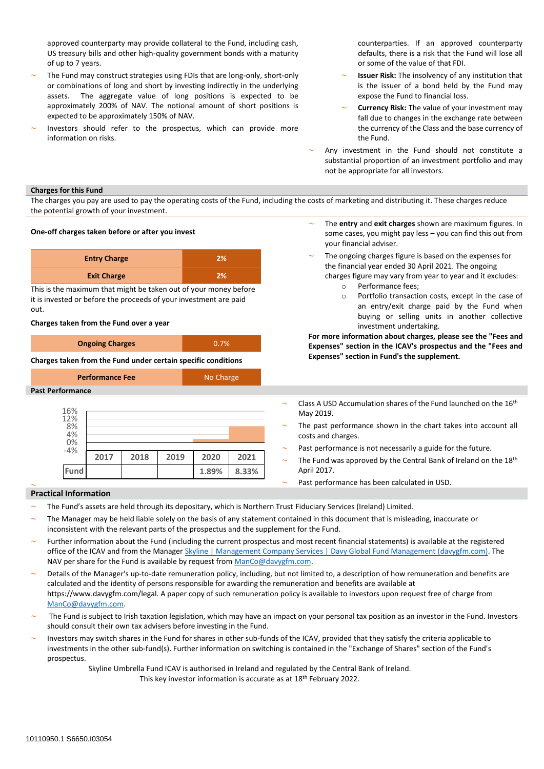approved counterparty may provide collateral to the Fund, including cash, US treasury bills and other high-quality government bonds with a maturity of up to 7 years.

- The Fund may construct strategies using FDIs that are long-only, short-only or combinations of long and short by investing indirectly in the underlying assets. The aggregate value of long positions is expected to be approximately 200% of NAV. The notional amount of short positions is expected to be approximately 150% of NAV.
- Investors should refer to the prospectus, which can provide more information on risks.

counterparties. If an approved counterparty defaults, there is a risk that the Fund will lose all or some of the value of that FDI.

- **Issuer Risk:** The insolvency of any institution that is the issuer of a bond held by the Fund may expose the Fund to financial loss.
- **Currency Risk:** The value of your investment may fall due to changes in the exchange rate between the currency of the Class and the base currency of the Fund.

- Any investment in the Fund should not constitute a substantial proportion of an investment portfolio and may not be appropriate for all investors.

## Charges for this Fund

The charges you pay are used to pay the operating costs of the Fund, including the costs of marketing and distributing it. These charges reduce the potential growth of your investment.

**One-off charges taken before or after you invest**

| | |
|---|---|
| **Entry Charge** | **2%** |
| **Exit Charge** | **2%** |

This is the maximum that might be taken out of your money before it is invested or before the proceeds of your investment are paid out.

**Charges taken from the Fund over a year**

| | |
|---|---|
| **Ongoing Charges** | 0.7% |

**Charges taken from the Fund under certain specific conditions**

| | |
|---|---|
| **Performance Fee** | No Charge |

- The **entry** and **exit charges** shown are maximum figures. In some cases, you might pay less – you can find this out from your financial adviser.
- The ongoing charges figure is based on the expenses for the financial year ended 30 April 2021. The ongoing charges figure may vary from year to year and it excludes:
  - Performance fees;
  - Portfolio transaction costs, except in the case of an entry/exit charge paid by the Fund when buying or selling units in another collective investment undertaking.

**For more information about charges, please see the "Fees and Expenses" section in the ICAV's prospectus and the "Fees and Expenses" section in Fund's the supplement.**

## Past Performance

16%
12%
8%
4%
0%
-4%

2017 2018 2019 2020 2021

Fund 1.89% 8.33%

- Class A USD Accumulation shares of the Fund launched on the 16th May 2019.
- The past performance shown in the chart takes into account all costs and charges.
- Past performance is not necessarily a guide for the future.
- The Fund was approved by the Central Bank of Ireland on the 18th April 2017.
- Past performance has been calculated in USD.

## Practical Information

- The Fund's assets are held through its depositary, which is Northern Trust Fiduciary Services (Ireland) Limited.
- The Manager may be held liable solely on the basis of any statement contained in this document that is misleading, inaccurate or inconsistent with the relevant parts of the prospectus and the supplement for the Fund.
- Further information about the Fund (including the current prospectus and most recent financial statements) is available at the registered office of the ICAV and from the Manager Skyline | Management Company Services | Davy Global Fund Management (davygfm.com). The NAV per share for the Fund is available by request from ManCo@davygfm.com.
- Details of the Manager's up-to-date remuneration policy, including, but not limited to, a description of how remuneration and benefits are calculated and the identity of persons responsible for awarding the remuneration and benefits are available at https://www.davygfm.com/legal. A paper copy of such remuneration policy is available to investors upon request free of charge from ManCo@davygfm.com.
- The Fund is subject to Irish taxation legislation, which may have an impact on your personal tax position as an investor in the Fund. Investors should consult their own tax advisers before investing in the Fund.
- Investors may switch shares in the Fund for shares in other sub-funds of the ICAV, provided that they satisfy the criteria applicable to investments in the other sub-fund(s). Further information on switching is contained in the "Exchange of Shares" section of the Fund's prospectus.

Skyline Umbrella Fund ICAV is authorised in Ireland and regulated by the Central Bank of Ireland.
This key investor information is accurate as at 18th February 2022.

10110950.1 S6650.I03054